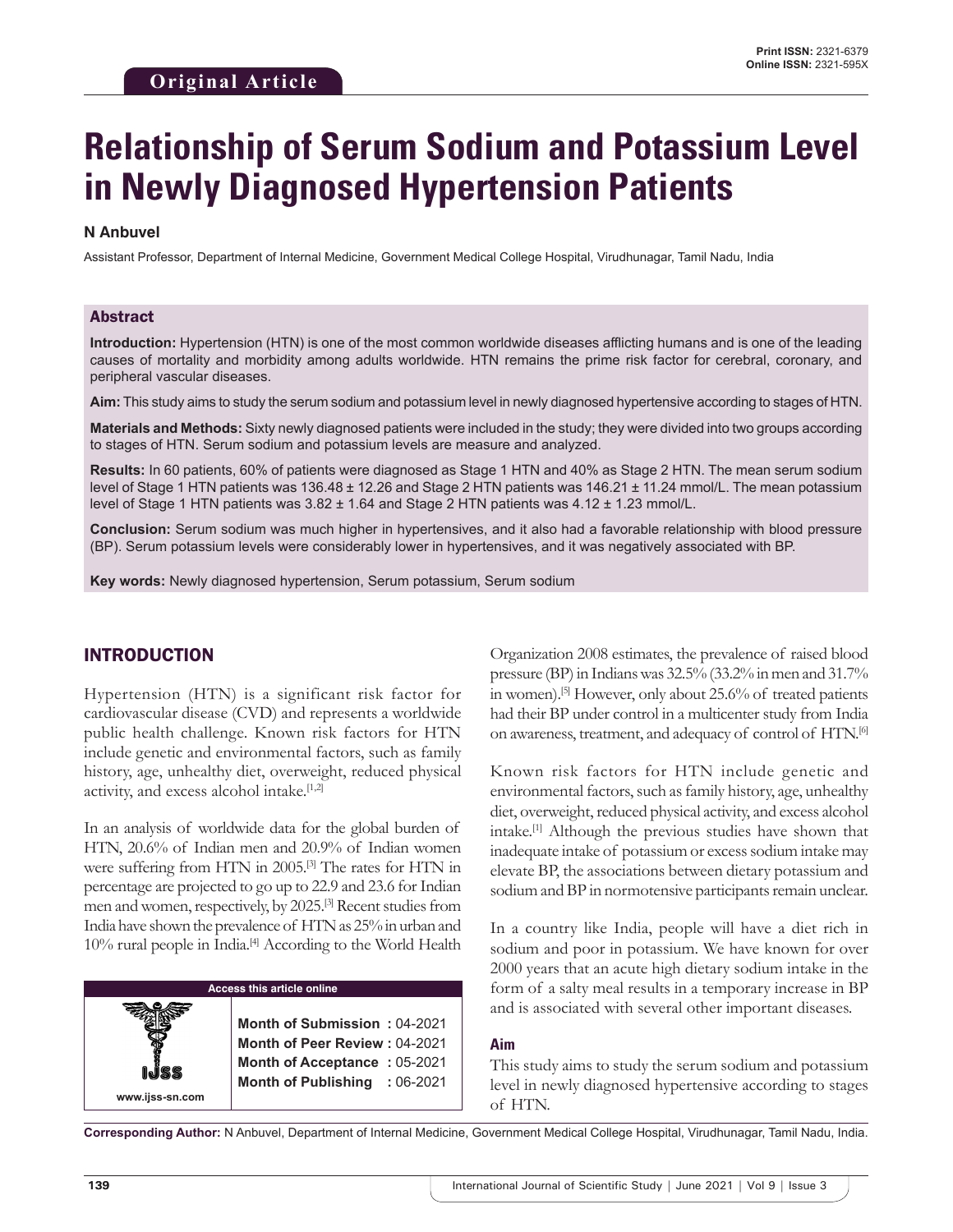Original Article

# Relationship of Serum Sodium and Potassium Level in Newly Diagnosed Hypertension Patients

**N Anbuvel**

Assistant Professor, Department of Internal Medicine, Government Medical College Hospital, Virudhunagar, Tamil Nadu, India

## Abstract

**Introduction:** Hypertension (HTN) is one of the most common worldwide diseases afflicting humans and is one of the leading causes of mortality and morbidity among adults worldwide. HTN remains the prime risk factor for cerebral, coronary, and peripheral vascular diseases.

**Aim:** This study aims to study the serum sodium and potassium level in newly diagnosed hypertensive according to stages of HTN.

**Materials and Methods:** Sixty newly diagnosed patients were included in the study; they were divided into two groups according to stages of HTN. Serum sodium and potassium levels are measure and analyzed.

**Results:** In 60 patients, 60% of patients were diagnosed as Stage 1 HTN and 40% as Stage 2 HTN. The mean serum sodium level of Stage 1 HTN patients was 136.48 ± 12.26 and Stage 2 HTN patients was 146.21 ± 11.24 mmol/L. The mean potassium level of Stage 1 HTN patients was 3.82 ± 1.64 and Stage 2 HTN patients was 4.12 ± 1.23 mmol/L.

**Conclusion:** Serum sodium was much higher in hypertensives, and it also had a favorable relationship with blood pressure (BP). Serum potassium levels were considerably lower in hypertensives, and it was negatively associated with BP.

**Key words:** Newly diagnosed hypertension, Serum potassium, Serum sodium

## INTRODUCTION

Hypertension (HTN) is a significant risk factor for cardiovascular disease (CVD) and represents a worldwide public health challenge. Known risk factors for HTN include genetic and environmental factors, such as family history, age, unhealthy diet, overweight, reduced physical activity, and excess alcohol intake.[1,2]

In an analysis of worldwide data for the global burden of HTN, 20.6% of Indian men and 20.9% of Indian women were suffering from HTN in 2005.[3] The rates for HTN in percentage are projected to go up to 22.9 and 23.6 for Indian men and women, respectively, by 2025.[3] Recent studies from India have shown the prevalence of HTN as 25% in urban and 10% rural people in India.[4] According to the World Health Organization 2008 estimates, the prevalence of raised blood pressure (BP) in Indians was 32.5% (33.2% in men and 31.7% in women).[5] However, only about 25.6% of treated patients had their BP under control in a multicenter study from India on awareness, treatment, and adequacy of control of HTN.[6]

Known risk factors for HTN include genetic and environmental factors, such as family history, age, unhealthy diet, overweight, reduced physical activity, and excess alcohol intake.[1] Although the previous studies have shown that inadequate intake of potassium or excess sodium intake may elevate BP, the associations between dietary potassium and sodium and BP in normotensive participants remain unclear.

In a country like India, people will have a diet rich in sodium and poor in potassium. We have known for over 2000 years that an acute high dietary sodium intake in the form of a salty meal results in a temporary increase in BP and is associated with several other important diseases.

### Aim

This study aims to study the serum sodium and potassium level in newly diagnosed hypertensive according to stages of HTN.

**Access this article online**

www.ijss-sn.com

**Month of Submission :** 04-2021
**Month of Peer Review :** 04-2021
**Month of Acceptance :** 05-2021
**Month of Publishing :** 06-2021

**Corresponding Author:** N Anbuvel, Department of Internal Medicine, Government Medical College Hospital, Virudhunagar, Tamil Nadu, India.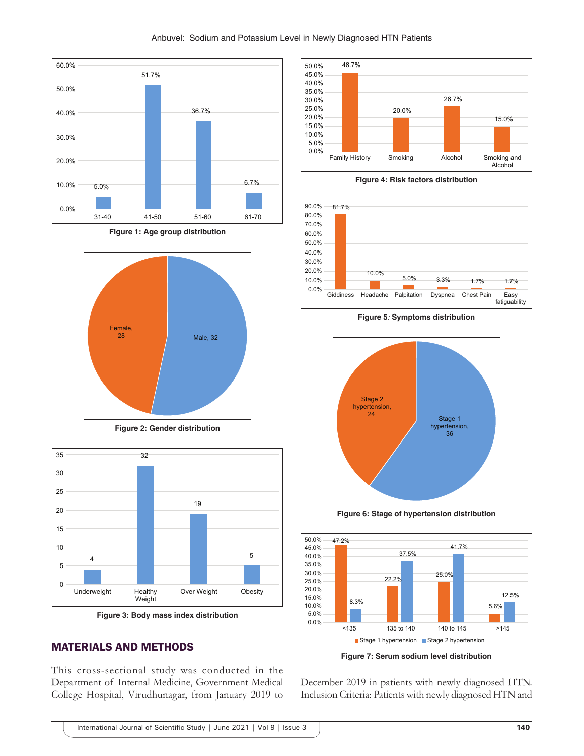Figure 1: Age group distribution

Figure 2: Gender distribution

Figure 3: Body mass index distribution

## MATERIALS AND METHODS

This cross-sectional study was conducted in the Department of Internal Medicine, Government Medical College Hospital, Virudhunagar, from January 2019 to December 2019 in patients with newly diagnosed HTN. Inclusion Criteria: Patients with newly diagnosed HTN and

Figure 4: Risk factors distribution

Figure 5: Symptoms distribution

Figure 6: Stage of hypertension distribution

Figure 7: Serum sodium level distribution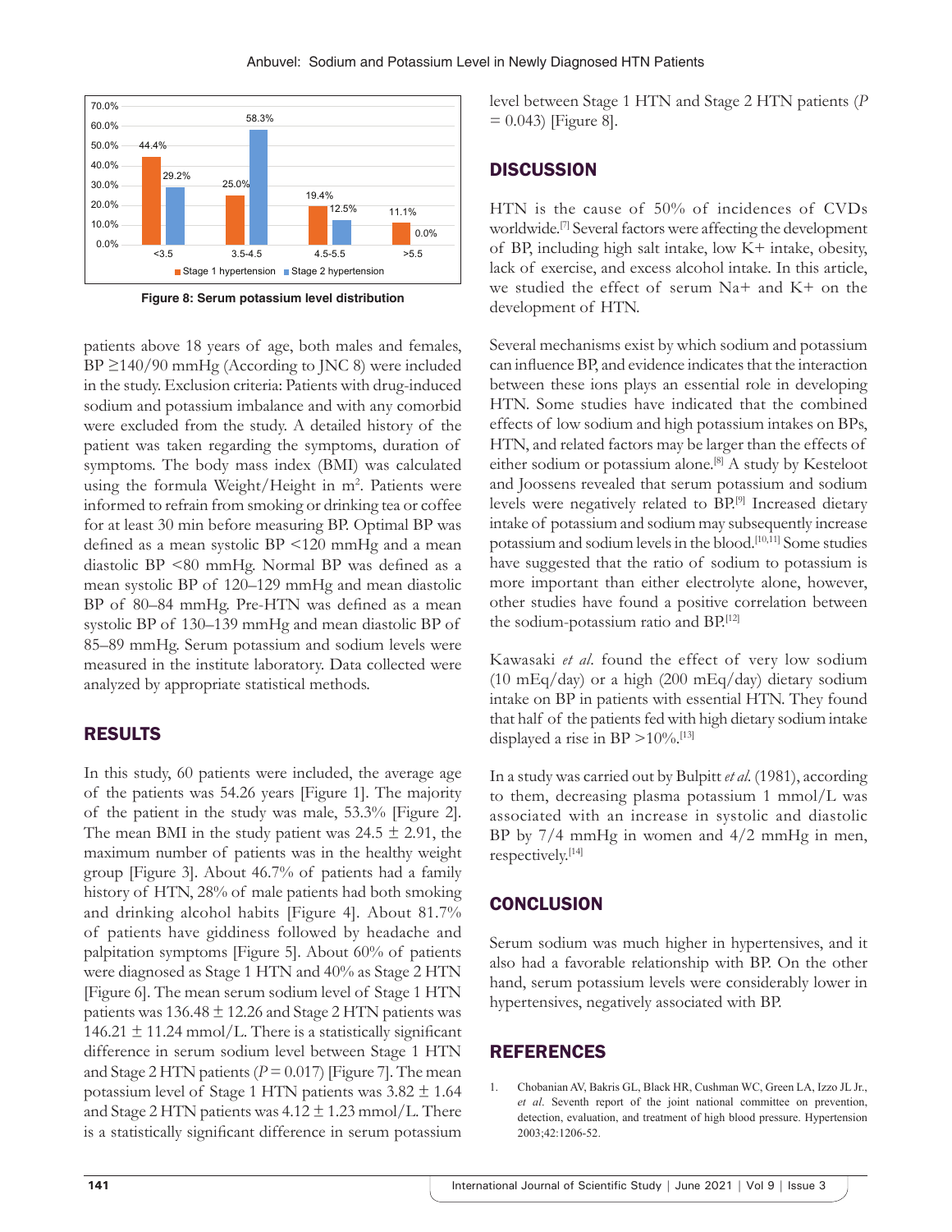| | <3.5 | 3.5-4.5 | 4.5-5.5 | >5.5 |
|---|---|---|---|---|
| Stage 1 hypertension | 44.4% | 25.0% | 19.4% | 11.1% |
| Stage 2 hypertension | 29.2% | 58.3% | 12.5% | 0.0% |

**Figure 8: Serum potassium level distribution**

patients above 18 years of age, both males and females, BP ≥140/90 mmHg (According to JNC 8) were included in the study. Exclusion criteria: Patients with drug-induced sodium and potassium imbalance and with any comorbid were excluded from the study. A detailed history of the patient was taken regarding the symptoms, duration of symptoms. The body mass index (BMI) was calculated using the formula Weight/Height in $m^2$. Patients were informed to refrain from smoking or drinking tea or coffee for at least 30 min before measuring BP. Optimal BP was defined as a mean systolic BP <120 mmHg and a mean diastolic BP <80 mmHg. Normal BP was defined as a mean systolic BP of 120–129 mmHg and mean diastolic BP of 80–84 mmHg. Pre-HTN was defined as a mean systolic BP of 130–139 mmHg and mean diastolic BP of 85–89 mmHg. Serum potassium and sodium levels were measured in the institute laboratory. Data collected were analyzed by appropriate statistical methods.

## RESULTS

In this study, 60 patients were included, the average age of the patients was 54.26 years [Figure 1]. The majority of the patient in the study was male, 53.3% [Figure 2]. The mean BMI in the study patient was 24.5 ± 2.91, the maximum number of patients was in the healthy weight group [Figure 3]. About 46.7% of patients had a family history of HTN, 28% of male patients had both smoking and drinking alcohol habits [Figure 4]. About 81.7% of patients have giddiness followed by headache and palpitation symptoms [Figure 5]. About 60% of patients were diagnosed as Stage 1 HTN and 40% as Stage 2 HTN [Figure 6]. The mean serum sodium level of Stage 1 HTN patients was 136.48 ± 12.26 and Stage 2 HTN patients was 146.21 ± 11.24 mmol/L. There is a statistically significant difference in serum sodium level between Stage 1 HTN and Stage 2 HTN patients ($P = 0.017$) [Figure 7]. The mean potassium level of Stage 1 HTN patients was 3.82 ± 1.64 and Stage 2 HTN patients was 4.12 ± 1.23 mmol/L. There is a statistically significant difference in serum potassium level between Stage 1 HTN and Stage 2 HTN patients ($P = 0.043$) [Figure 8].

## DISCUSSION

HTN is the cause of 50% of incidences of CVDs worldwide.[7] Several factors were affecting the development of BP, including high salt intake, low K+ intake, obesity, lack of exercise, and excess alcohol intake. In this article, we studied the effect of serum Na+ and K+ on the development of HTN.

Several mechanisms exist by which sodium and potassium can influence BP, and evidence indicates that the interaction between these ions plays an essential role in developing HTN. Some studies have indicated that the combined effects of low sodium and high potassium intakes on BPs, HTN, and related factors may be larger than the effects of either sodium or potassium alone.[8] A study by Kesteloot and Joossens revealed that serum potassium and sodium levels were negatively related to BP.[9] Increased dietary intake of potassium and sodium may subsequently increase potassium and sodium levels in the blood.[10,11] Some studies have suggested that the ratio of sodium to potassium is more important than either electrolyte alone, however, other studies have found a positive correlation between the sodium-potassium ratio and BP.[12]

Kawasaki *et al*. found the effect of very low sodium (10 mEq/day) or a high (200 mEq/day) dietary sodium intake on BP in patients with essential HTN. They found that half of the patients fed with high dietary sodium intake displayed a rise in BP >10%.[13]

In a study was carried out by Bulpitt *et al.* (1981), according to them, decreasing plasma potassium 1 mmol/L was associated with an increase in systolic and diastolic BP by 7/4 mmHg in women and 4/2 mmHg in men, respectively.[14]

## CONCLUSION

Serum sodium was much higher in hypertensives, and it also had a favorable relationship with BP. On the other hand, serum potassium levels were considerably lower in hypertensives, negatively associated with BP.

## REFERENCES

1. Chobanian AV, Bakris GL, Black HR, Cushman WC, Green LA, Izzo JL Jr., *et al*. Seventh report of the joint national committee on prevention, detection, evaluation, and treatment of high blood pressure. Hypertension 2003;42:1206-52.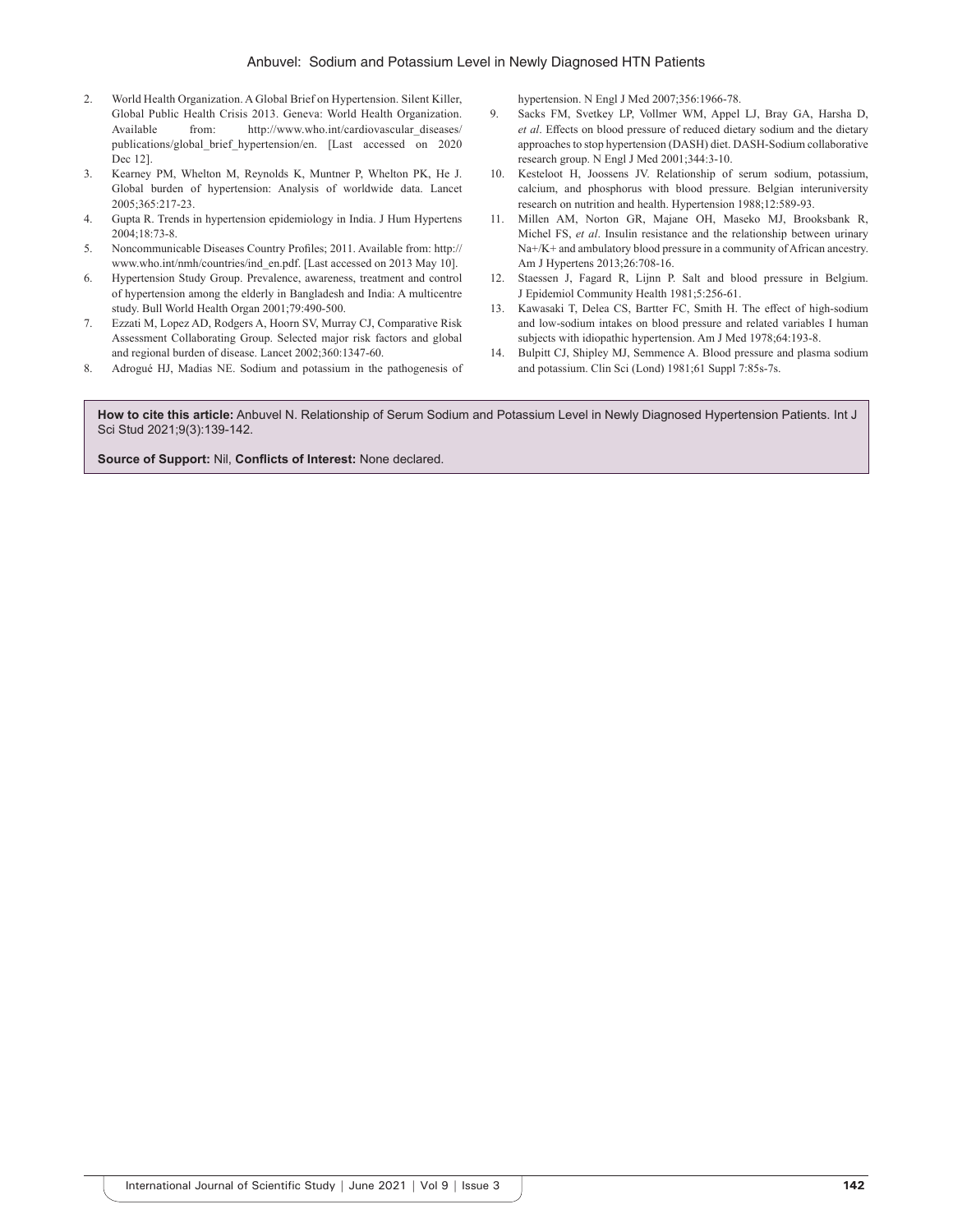2. World Health Organization. A Global Brief on Hypertension. Silent Killer, Global Public Health Crisis 2013. Geneva: World Health Organization. Available from: http://www.who.int/cardiovascular_diseases/publications/global_brief_hypertension/en. [Last accessed on 2020 Dec 12].
3. Kearney PM, Whelton M, Reynolds K, Muntner P, Whelton PK, He J. Global burden of hypertension: Analysis of worldwide data. Lancet 2005;365:217-23.
4. Gupta R. Trends in hypertension epidemiology in India. J Hum Hypertens 2004;18:73-8.
5. Noncommunicable Diseases Country Profiles; 2011. Available from: http://www.who.int/nmh/countries/ind_en.pdf. [Last accessed on 2013 May 10].
6. Hypertension Study Group. Prevalence, awareness, treatment and control of hypertension among the elderly in Bangladesh and India: A multicentre study. Bull World Health Organ 2001;79:490-500.
7. Ezzati M, Lopez AD, Rodgers A, Hoorn SV, Murray CJ, Comparative Risk Assessment Collaborating Group. Selected major risk factors and global and regional burden of disease. Lancet 2002;360:1347-60.
8. Adrogué HJ, Madias NE. Sodium and potassium in the pathogenesis of hypertension. N Engl J Med 2007;356:1966-78.
9. Sacks FM, Svetkey LP, Vollmer WM, Appel LJ, Bray GA, Harsha D, *et al*. Effects on blood pressure of reduced dietary sodium and the dietary approaches to stop hypertension (DASH) diet. DASH-Sodium collaborative research group. N Engl J Med 2001;344:3-10.
10. Kesteloot H, Joossens JV. Relationship of serum sodium, potassium, calcium, and phosphorus with blood pressure. Belgian interuniversity research on nutrition and health. Hypertension 1988;12:589-93.
11. Millen AM, Norton GR, Majane OH, Maseko MJ, Brooksbank R, Michel FS, *et al*. Insulin resistance and the relationship between urinary Na+/K+ and ambulatory blood pressure in a community of African ancestry. Am J Hypertens 2013;26:708-16.
12. Staessen J, Fagard R, Lijnn P. Salt and blood pressure in Belgium. J Epidemiol Community Health 1981;5:256-61.
13. Kawasaki T, Delea CS, Bartter FC, Smith H. The effect of high-sodium and low-sodium intakes on blood pressure and related variables I human subjects with idiopathic hypertension. Am J Med 1978;64:193-8.
14. Bulpitt CJ, Shipley MJ, Semmence A. Blood pressure and plasma sodium and potassium. Clin Sci (Lond) 1981;61 Suppl 7:85s-7s.

**How to cite this article:** Anbuvel N. Relationship of Serum Sodium and Potassium Level in Newly Diagnosed Hypertension Patients. Int J Sci Stud 2021;9(3):139-142.

**Source of Support:** Nil, **Conflicts of Interest:** None declared.